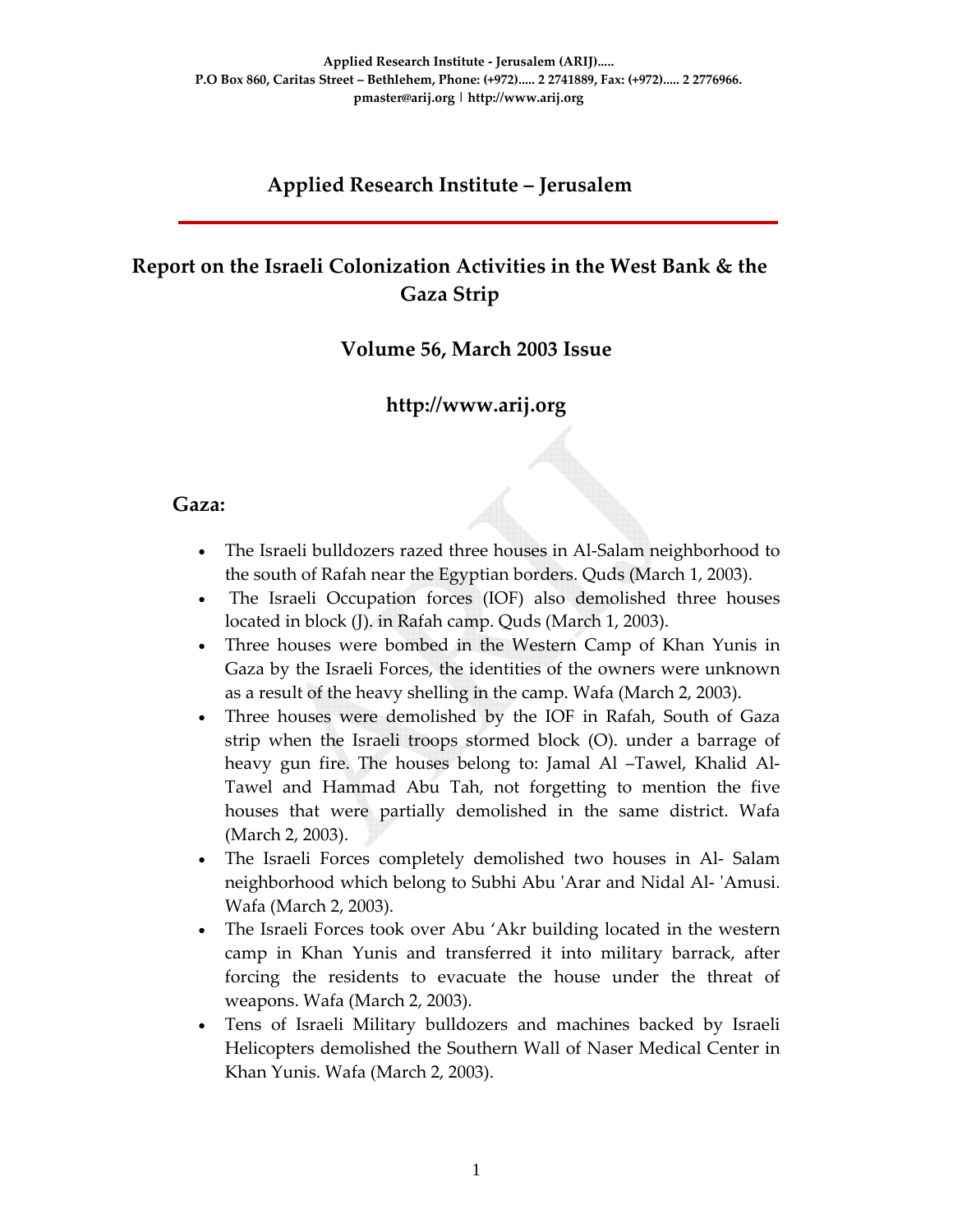Applied Research Institute - Jerusalem (ARIJ).....
P.O Box 860, Caritas Street – Bethlehem, Phone: (+972)..... 2 2741889, Fax: (+972)..... 2 2776966.
pmaster@arij.org | http://www.arij.org

# Applied Research Institute – Jerusalem

## Report on the Israeli Colonization Activities in the West Bank & the Gaza Strip

### Volume 56, March 2003 Issue

### http://www.arij.org

## Gaza:

- The Israeli bulldozers razed three houses in Al-Salam neighborhood to the south of Rafah near the Egyptian borders. Quds (March 1, 2003).
- The Israeli Occupation forces (IOF) also demolished three houses located in block (J). in Rafah camp. Quds (March 1, 2003).
- Three houses were bombed in the Western Camp of Khan Yunis in Gaza by the Israeli Forces, the identities of the owners were unknown as a result of the heavy shelling in the camp. Wafa (March 2, 2003).
- Three houses were demolished by the IOF in Rafah, South of Gaza strip when the Israeli troops stormed block (O). under a barrage of heavy gun fire. The houses belong to: Jamal Al –Tawel, Khalid Al-Tawel and Hammad Abu Tah, not forgetting to mention the five houses that were partially demolished in the same district. Wafa (March 2, 2003).
- The Israeli Forces completely demolished two houses in Al- Salam neighborhood which belong to Subhi Abu 'Arar and Nidal Al- 'Amusi. Wafa (March 2, 2003).
- The Israeli Forces took over Abu 'Akr building located in the western camp in Khan Yunis and transferred it into military barrack, after forcing the residents to evacuate the house under the threat of weapons. Wafa (March 2, 2003).
- Tens of Israeli Military bulldozers and machines backed by Israeli Helicopters demolished the Southern Wall of Naser Medical Center in Khan Yunis. Wafa (March 2, 2003).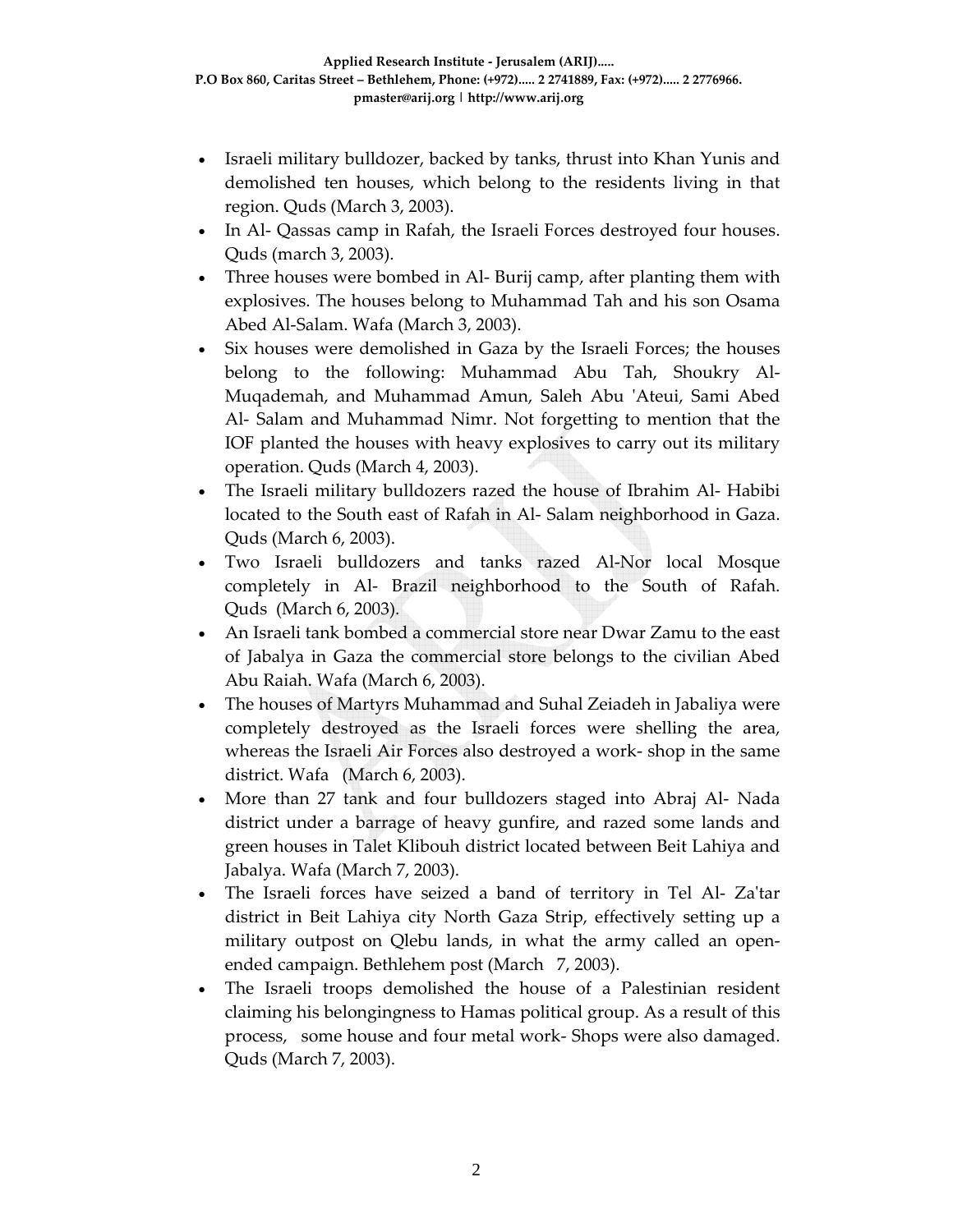- Israeli military bulldozer, backed by tanks, thrust into Khan Yunis and demolished ten houses, which belong to the residents living in that region. Quds (March 3, 2003).
- In Al- Qassas camp in Rafah, the Israeli Forces destroyed four houses. Quds (march 3, 2003).
- Three houses were bombed in Al- Burij camp, after planting them with explosives. The houses belong to Muhammad Tah and his son Osama Abed Al-Salam. Wafa (March 3, 2003).
- Six houses were demolished in Gaza by the Israeli Forces; the houses belong to the following: Muhammad Abu Tah, Shoukry Al-Muqademah, and Muhammad Amun, Saleh Abu 'Ateui, Sami Abed Al- Salam and Muhammad Nimr. Not forgetting to mention that the IOF planted the houses with heavy explosives to carry out its military operation. Quds (March 4, 2003).
- The Israeli military bulldozers razed the house of Ibrahim Al- Habibi located to the South east of Rafah in Al- Salam neighborhood in Gaza. Quds (March 6, 2003).
- Two Israeli bulldozers and tanks razed Al-Nor local Mosque completely in Al- Brazil neighborhood to the South of Rafah. Quds (March 6, 2003).
- An Israeli tank bombed a commercial store near Dwar Zamu to the east of Jabalya in Gaza the commercial store belongs to the civilian Abed Abu Raiah. Wafa (March 6, 2003).
- The houses of Martyrs Muhammad and Suhal Zeiadeh in Jabaliya were completely destroyed as the Israeli forces were shelling the area, whereas the Israeli Air Forces also destroyed a work- shop in the same district. Wafa (March 6, 2003).
- More than 27 tank and four bulldozers staged into Abraj Al- Nada district under a barrage of heavy gunfire, and razed some lands and green houses in Talet Klibouh district located between Beit Lahiya and Jabalya. Wafa (March 7, 2003).
- The Israeli forces have seized a band of territory in Tel Al- Za'tar district in Beit Lahiya city North Gaza Strip, effectively setting up a military outpost on Qlebu lands, in what the army called an open-ended campaign. Bethlehem post (March 7, 2003).
- The Israeli troops demolished the house of a Palestinian resident claiming his belongingness to Hamas political group. As a result of this process, some house and four metal work- Shops were also damaged. Quds (March 7, 2003).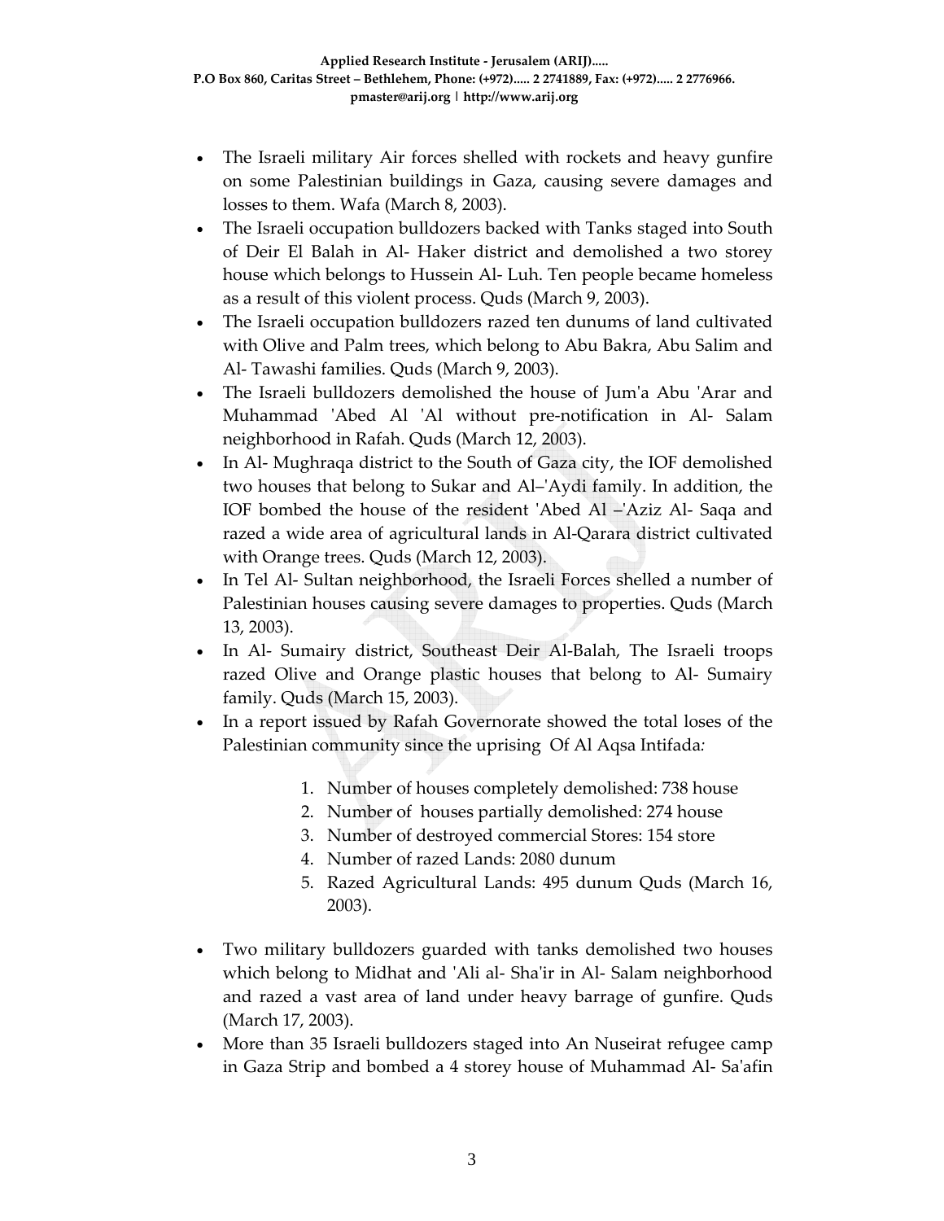- The Israeli military Air forces shelled with rockets and heavy gunfire on some Palestinian buildings in Gaza, causing severe damages and losses to them. Wafa (March 8, 2003).
- The Israeli occupation bulldozers backed with Tanks staged into South of Deir El Balah in Al- Haker district and demolished a two storey house which belongs to Hussein Al- Luh. Ten people became homeless as a result of this violent process. Quds (March 9, 2003).
- The Israeli occupation bulldozers razed ten dunums of land cultivated with Olive and Palm trees, which belong to Abu Bakra, Abu Salim and Al- Tawashi families. Quds (March 9, 2003).
- The Israeli bulldozers demolished the house of Jum'a Abu 'Arar and Muhammad 'Abed Al 'Al without pre-notification in Al- Salam neighborhood in Rafah. Quds (March 12, 2003).
- In Al- Mughraqa district to the South of Gaza city, the IOF demolished two houses that belong to Sukar and Al–'Aydi family. In addition, the IOF bombed the house of the resident 'Abed Al –'Aziz Al- Saqa and razed a wide area of agricultural lands in Al-Qarara district cultivated with Orange trees. Quds (March 12, 2003).
- In Tel Al- Sultan neighborhood, the Israeli Forces shelled a number of Palestinian houses causing severe damages to properties. Quds (March 13, 2003).
- In Al- Sumairy district, Southeast Deir Al-Balah, The Israeli troops razed Olive and Orange plastic houses that belong to Al- Sumairy family. Quds (March 15, 2003).
- In a report issued by Rafah Governorate showed the total loses of the Palestinian community since the uprising Of Al Aqsa Intifada*:*

  1. Number of houses completely demolished: 738 house
  2. Number of houses partially demolished: 274 house
  3. Number of destroyed commercial Stores: 154 store
  4. Number of razed Lands: 2080 dunum
  5. Razed Agricultural Lands: 495 dunum Quds (March 16, 2003).

- Two military bulldozers guarded with tanks demolished two houses which belong to Midhat and 'Ali al- Sha'ir in Al- Salam neighborhood and razed a vast area of land under heavy barrage of gunfire. Quds (March 17, 2003).
- More than 35 Israeli bulldozers staged into An Nuseirat refugee camp in Gaza Strip and bombed a 4 storey house of Muhammad Al- Sa'afin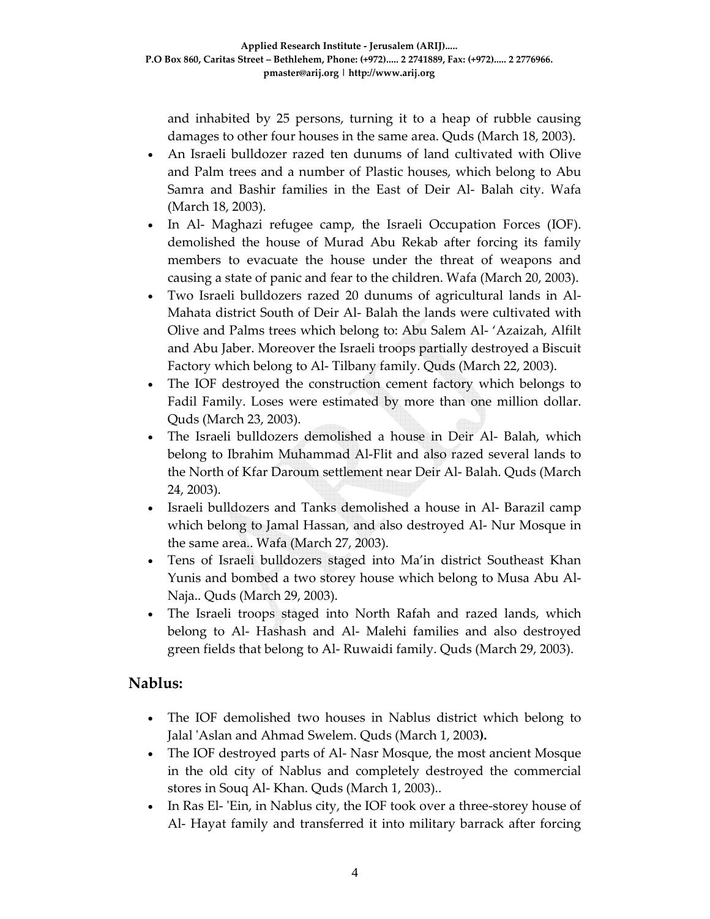and inhabited by 25 persons, turning it to a heap of rubble causing damages to other four houses in the same area. Quds (March 18, 2003).

- An Israeli bulldozer razed ten dunums of land cultivated with Olive and Palm trees and a number of Plastic houses, which belong to Abu Samra and Bashir families in the East of Deir Al- Balah city. Wafa (March 18, 2003).
- In Al- Maghazi refugee camp, the Israeli Occupation Forces (IOF). demolished the house of Murad Abu Rekab after forcing its family members to evacuate the house under the threat of weapons and causing a state of panic and fear to the children. Wafa (March 20, 2003).
- Two Israeli bulldozers razed 20 dunums of agricultural lands in Al- Mahata district South of Deir Al- Balah the lands were cultivated with Olive and Palms trees which belong to: Abu Salem Al- 'Azaizah, Alfilt and Abu Jaber. Moreover the Israeli troops partially destroyed a Biscuit Factory which belong to Al- Tilbany family. Quds (March 22, 2003).
- The IOF destroyed the construction cement factory which belongs to Fadil Family. Loses were estimated by more than one million dollar. Quds (March 23, 2003).
- The Israeli bulldozers demolished a house in Deir Al- Balah, which belong to Ibrahim Muhammad Al-Flit and also razed several lands to the North of Kfar Daroum settlement near Deir Al- Balah. Quds (March 24, 2003).
- Israeli bulldozers and Tanks demolished a house in Al- Barazil camp which belong to Jamal Hassan, and also destroyed Al- Nur Mosque in the same area.. Wafa (March 27, 2003).
- Tens of Israeli bulldozers staged into Ma'in district Southeast Khan Yunis and bombed a two storey house which belong to Musa Abu Al-Naja.. Quds (March 29, 2003).
- The Israeli troops staged into North Rafah and razed lands, which belong to Al- Hashash and Al- Malehi families and also destroyed green fields that belong to Al- Ruwaidi family. Quds (March 29, 2003).

## Nablus:

- The IOF demolished two houses in Nablus district which belong to Jalal 'Aslan and Ahmad Swelem. Quds (March 1, 2003**).**
- The IOF destroyed parts of Al- Nasr Mosque, the most ancient Mosque in the old city of Nablus and completely destroyed the commercial stores in Souq Al- Khan. Quds (March 1, 2003)..
- In Ras El- 'Ein, in Nablus city, the IOF took over a three-storey house of Al- Hayat family and transferred it into military barrack after forcing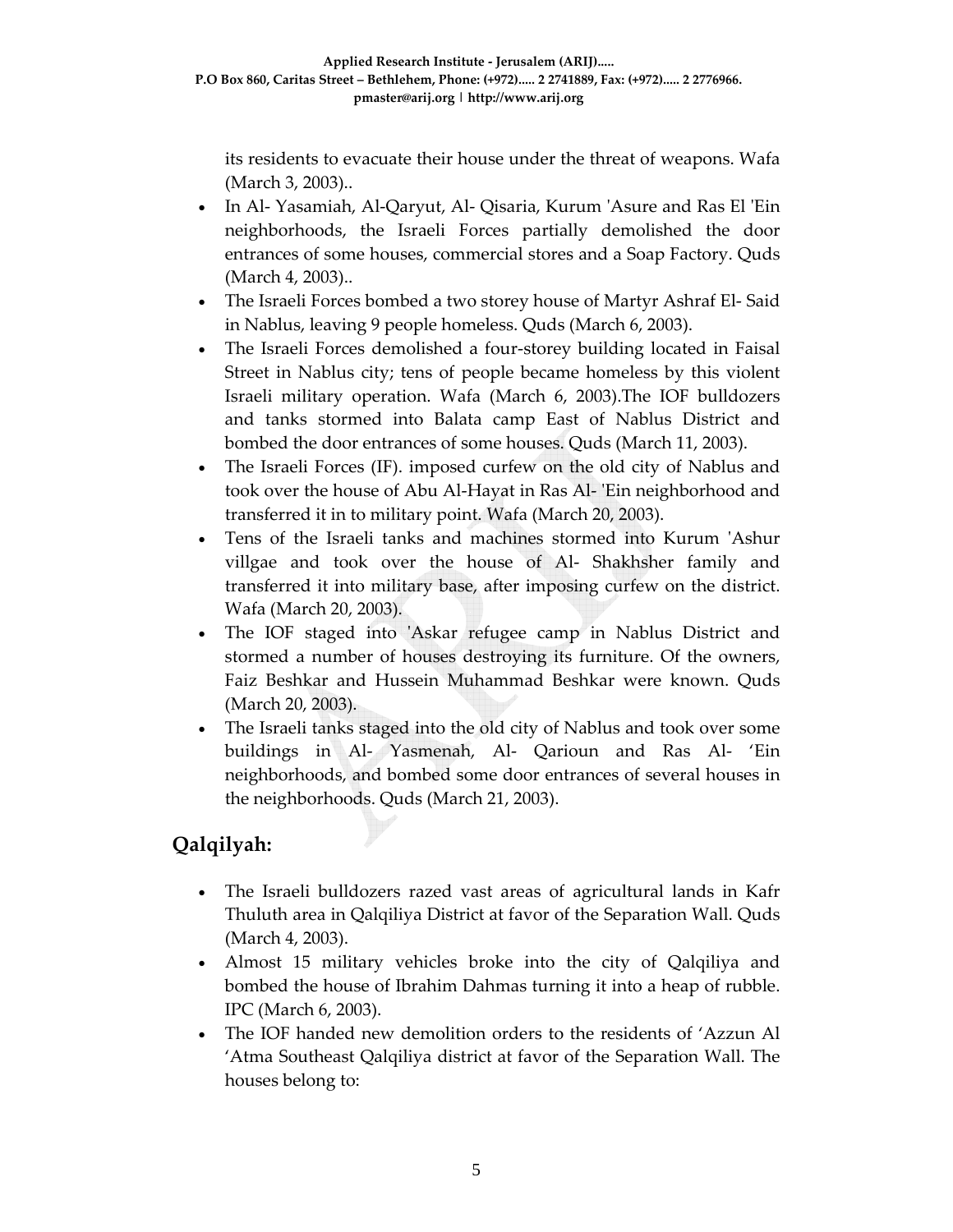its residents to evacuate their house under the threat of weapons. Wafa (March 3, 2003)..

- In Al- Yasamiah, Al-Qaryut, Al- Qisaria, Kurum 'Asure and Ras El 'Ein neighborhoods, the Israeli Forces partially demolished the door entrances of some houses, commercial stores and a Soap Factory. Quds (March 4, 2003)..
- The Israeli Forces bombed a two storey house of Martyr Ashraf El- Said in Nablus, leaving 9 people homeless. Quds (March 6, 2003).
- The Israeli Forces demolished a four-storey building located in Faisal Street in Nablus city; tens of people became homeless by this violent Israeli military operation. Wafa (March 6, 2003).The IOF bulldozers and tanks stormed into Balata camp East of Nablus District and bombed the door entrances of some houses. Quds (March 11, 2003).
- The Israeli Forces (IF). imposed curfew on the old city of Nablus and took over the house of Abu Al-Hayat in Ras Al- 'Ein neighborhood and transferred it in to military point. Wafa (March 20, 2003).
- Tens of the Israeli tanks and machines stormed into Kurum 'Ashur villgae and took over the house of Al- Shakhsher family and transferred it into military base, after imposing curfew on the district. Wafa (March 20, 2003).
- The IOF staged into 'Askar refugee camp in Nablus District and stormed a number of houses destroying its furniture. Of the owners, Faiz Beshkar and Hussein Muhammad Beshkar were known. Quds (March 20, 2003).
- The Israeli tanks staged into the old city of Nablus and took over some buildings in Al- Yasmenah, Al- Qarioun and Ras Al- 'Ein neighborhoods, and bombed some door entrances of several houses in the neighborhoods. Quds (March 21, 2003).

## Qalqilyah:

- The Israeli bulldozers razed vast areas of agricultural lands in Kafr Thuluth area in Qalqiliya District at favor of the Separation Wall. Quds (March 4, 2003).
- Almost 15 military vehicles broke into the city of Qalqiliya and bombed the house of Ibrahim Dahmas turning it into a heap of rubble. IPC (March 6, 2003).
- The IOF handed new demolition orders to the residents of 'Azzun Al 'Atma Southeast Qalqiliya district at favor of the Separation Wall. The houses belong to: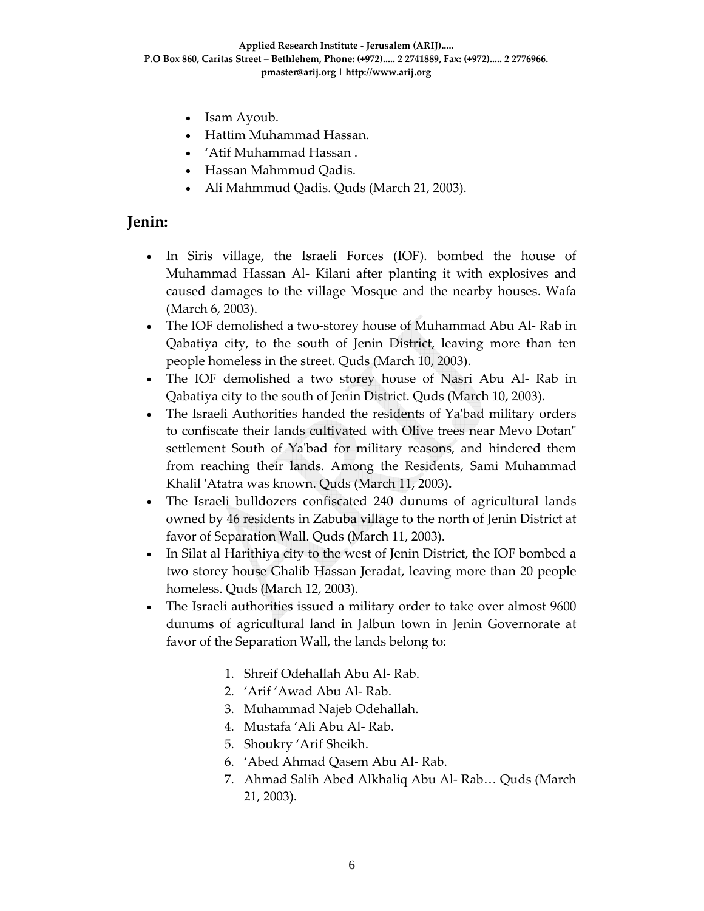- Isam Ayoub.
- Hattim Muhammad Hassan.
- 'Atif Muhammad Hassan .
- Hassan Mahmmud Qadis.
- Ali Mahmmud Qadis. Quds (March 21, 2003).

## Jenin:

- In Siris village, the Israeli Forces (IOF). bombed the house of Muhammad Hassan Al- Kilani after planting it with explosives and caused damages to the village Mosque and the nearby houses. Wafa (March 6, 2003).
- The IOF demolished a two-storey house of Muhammad Abu Al- Rab in Qabatiya city, to the south of Jenin District, leaving more than ten people homeless in the street. Quds (March 10, 2003).
- The IOF demolished a two storey house of Nasri Abu Al- Rab in Qabatiya city to the south of Jenin District. Quds (March 10, 2003).
- The Israeli Authorities handed the residents of Ya'bad military orders to confiscate their lands cultivated with Olive trees near Mevo Dotan" settlement South of Ya'bad for military reasons, and hindered them from reaching their lands. Among the Residents, Sami Muhammad Khalil 'Atatra was known. Quds (March 11, 2003)**.**
- The Israeli bulldozers confiscated 240 dunums of agricultural lands owned by 46 residents in Zabuba village to the north of Jenin District at favor of Separation Wall. Quds (March 11, 2003).
- In Silat al Harithiya city to the west of Jenin District, the IOF bombed a two storey house Ghalib Hassan Jeradat, leaving more than 20 people homeless. Quds (March 12, 2003).
- The Israeli authorities issued a military order to take over almost 9600 dunums of agricultural land in Jalbun town in Jenin Governorate at favor of the Separation Wall, the lands belong to:

  1. Shreif Odehallah Abu Al- Rab.
  2. 'Arif 'Awad Abu Al- Rab.
  3. Muhammad Najeb Odehallah.
  4. Mustafa 'Ali Abu Al- Rab.
  5. Shoukry 'Arif Sheikh.
  6. 'Abed Ahmad Qasem Abu Al- Rab.
  7. Ahmad Salih Abed Alkhaliq Abu Al- Rab… Quds (March 21, 2003).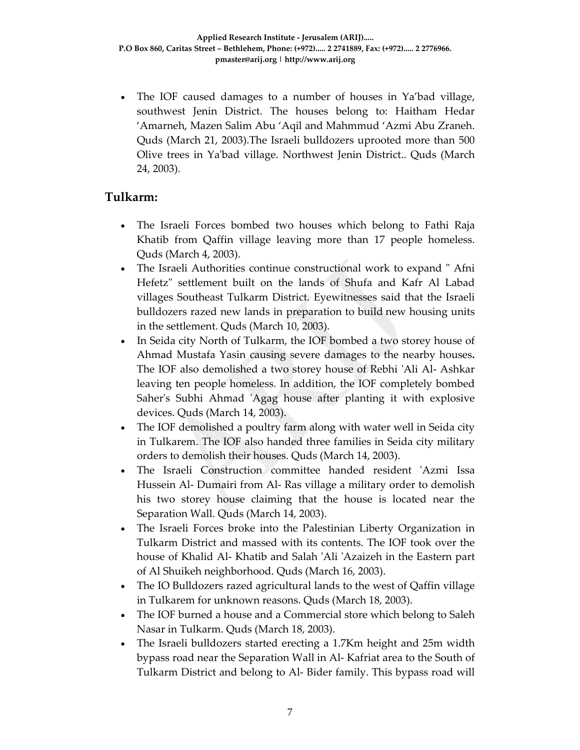- The IOF caused damages to a number of houses in Ya'bad village, southwest Jenin District. The houses belong to: Haitham Hedar 'Amarneh, Mazen Salim Abu 'Aqil and Mahmmud 'Azmi Abu Zraneh. Quds (March 21, 2003).The Israeli bulldozers uprooted more than 500 Olive trees in Ya'bad village. Northwest Jenin District.. Quds (March 24, 2003).

## Tulkarm:

- The Israeli Forces bombed two houses which belong to Fathi Raja Khatib from Qaffin village leaving more than 17 people homeless. Quds (March 4, 2003).
- The Israeli Authorities continue constructional work to expand " Afni Hefetz" settlement built on the lands of Shufa and Kafr Al Labad villages Southeast Tulkarm District. Eyewitnesses said that the Israeli bulldozers razed new lands in preparation to build new housing units in the settlement. Quds (March 10, 2003).
- In Seida city North of Tulkarm, the IOF bombed a two storey house of Ahmad Mustafa Yasin causing severe damages to the nearby houses**.** The IOF also demolished a two storey house of Rebhi 'Ali Al- Ashkar leaving ten people homeless. In addition, the IOF completely bombed Saher's Subhi Ahmad 'Agag house after planting it with explosive devices. Quds (March 14, 2003).
- The IOF demolished a poultry farm along with water well in Seida city in Tulkarem. The IOF also handed three families in Seida city military orders to demolish their houses. Quds (March 14, 2003).
- The Israeli Construction committee handed resident 'Azmi Issa Hussein Al- Dumairi from Al- Ras village a military order to demolish his two storey house claiming that the house is located near the Separation Wall. Quds (March 14, 2003).
- The Israeli Forces broke into the Palestinian Liberty Organization in Tulkarm District and massed with its contents. The IOF took over the house of Khalid Al- Khatib and Salah 'Ali 'Azaizeh in the Eastern part of Al Shuikeh neighborhood. Quds (March 16, 2003).
- The IO Bulldozers razed agricultural lands to the west of Qaffin village in Tulkarem for unknown reasons. Quds (March 18, 2003).
- The IOF burned a house and a Commercial store which belong to Saleh Nasar in Tulkarm. Quds (March 18, 2003).
- The Israeli bulldozers started erecting a 1.7Km height and 25m width bypass road near the Separation Wall in Al- Kafriat area to the South of Tulkarm District and belong to Al- Bider family. This bypass road will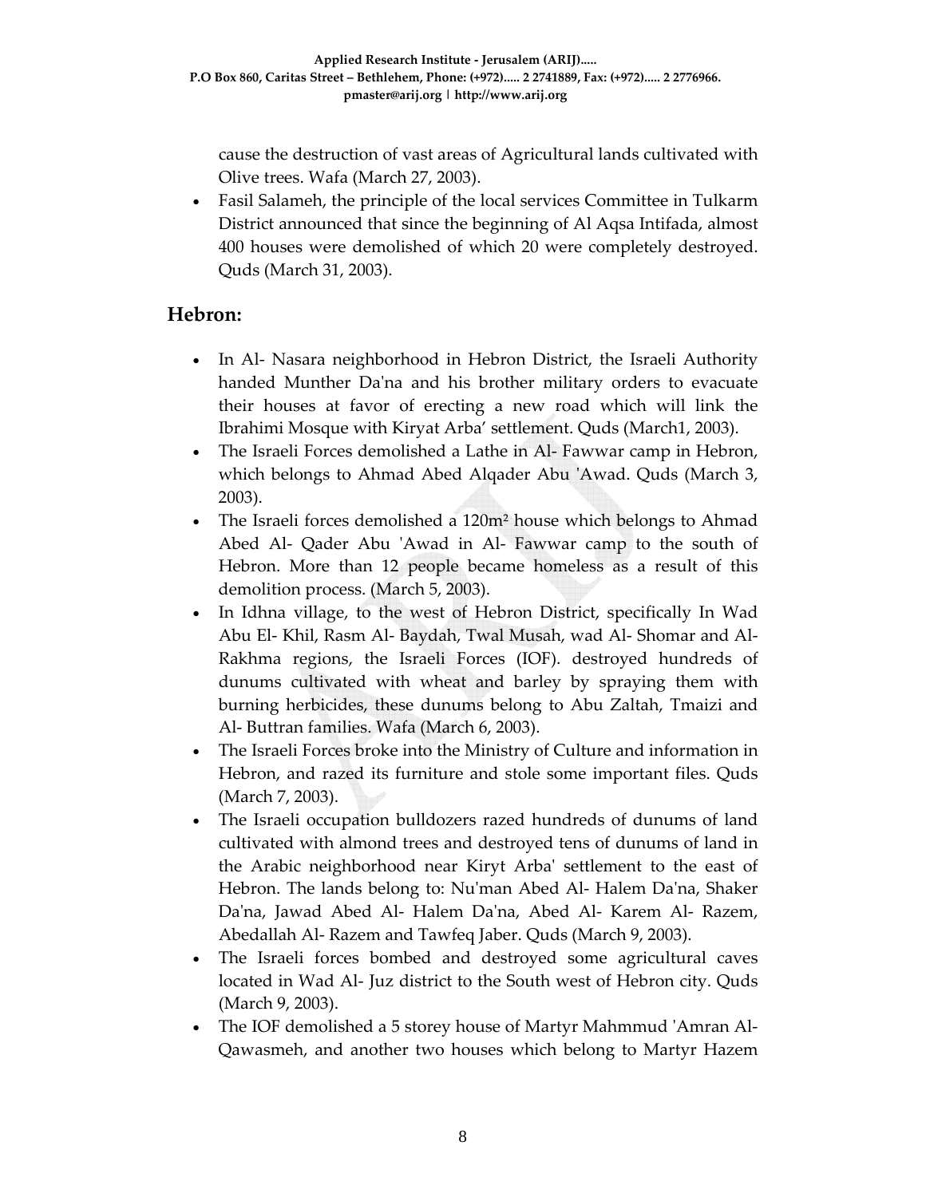cause the destruction of vast areas of Agricultural lands cultivated with Olive trees. Wafa (March 27, 2003).

- Fasil Salameh, the principle of the local services Committee in Tulkarm District announced that since the beginning of Al Aqsa Intifada, almost 400 houses were demolished of which 20 were completely destroyed. Quds (March 31, 2003).

## Hebron:

- In Al- Nasara neighborhood in Hebron District, the Israeli Authority handed Munther Da'na and his brother military orders to evacuate their houses at favor of erecting a new road which will link the Ibrahimi Mosque with Kiryat Arba' settlement. Quds (March1, 2003).
- The Israeli Forces demolished a Lathe in Al- Fawwar camp in Hebron, which belongs to Ahmad Abed Alqader Abu 'Awad. Quds (March 3, 2003).
- The Israeli forces demolished a 120m² house which belongs to Ahmad Abed Al- Qader Abu 'Awad in Al- Fawwar camp to the south of Hebron. More than 12 people became homeless as a result of this demolition process. (March 5, 2003).
- In Idhna village, to the west of Hebron District, specifically In Wad Abu El- Khil, Rasm Al- Baydah, Twal Musah, wad Al- Shomar and Al- Rakhma regions, the Israeli Forces (IOF). destroyed hundreds of dunums cultivated with wheat and barley by spraying them with burning herbicides, these dunums belong to Abu Zaltah, Tmaizi and Al- Buttran families. Wafa (March 6, 2003).
- The Israeli Forces broke into the Ministry of Culture and information in Hebron, and razed its furniture and stole some important files. Quds (March 7, 2003).
- The Israeli occupation bulldozers razed hundreds of dunums of land cultivated with almond trees and destroyed tens of dunums of land in the Arabic neighborhood near Kiryt Arba' settlement to the east of Hebron. The lands belong to: Nu'man Abed Al- Halem Da'na, Shaker Da'na, Jawad Abed Al- Halem Da'na, Abed Al- Karem Al- Razem, Abedallah Al- Razem and Tawfeq Jaber. Quds (March 9, 2003).
- The Israeli forces bombed and destroyed some agricultural caves located in Wad Al- Juz district to the South west of Hebron city. Quds (March 9, 2003).
- The IOF demolished a 5 storey house of Martyr Mahmmud 'Amran Al- Qawasmeh, and another two houses which belong to Martyr Hazem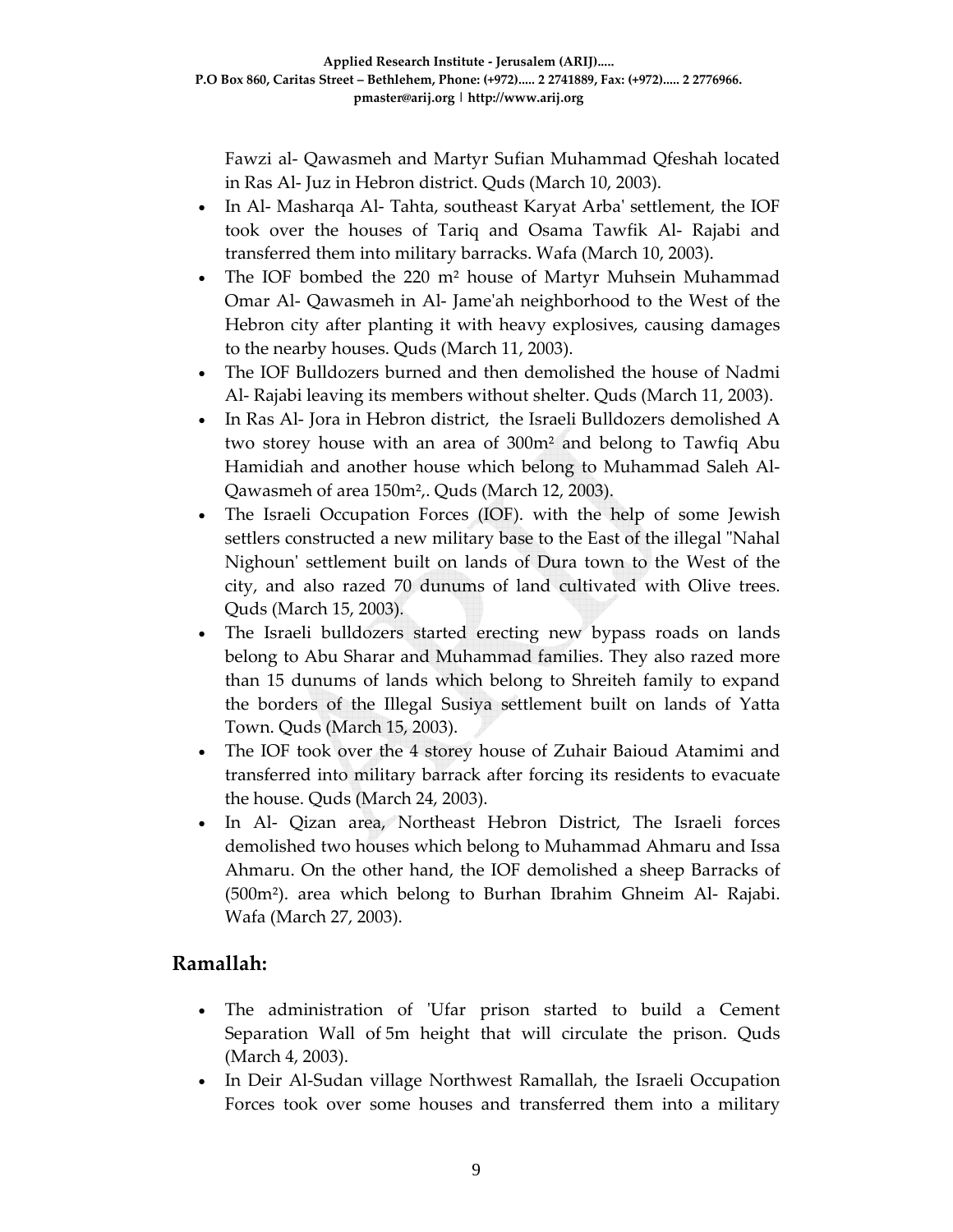Fawzi al- Qawasmeh and Martyr Sufian Muhammad Qfeshah located in Ras Al- Juz in Hebron district. Quds (March 10, 2003).

- In Al- Masharqa Al- Tahta, southeast Karyat Arba' settlement, the IOF took over the houses of Tariq and Osama Tawfik Al- Rajabi and transferred them into military barracks. Wafa (March 10, 2003).
- The IOF bombed the 220 m² house of Martyr Muhsein Muhammad Omar Al- Qawasmeh in Al- Jame'ah neighborhood to the West of the Hebron city after planting it with heavy explosives, causing damages to the nearby houses. Quds (March 11, 2003).
- The IOF Bulldozers burned and then demolished the house of Nadmi Al- Rajabi leaving its members without shelter. Quds (March 11, 2003).
- In Ras Al- Jora in Hebron district, the Israeli Bulldozers demolished A two storey house with an area of 300m² and belong to Tawfiq Abu Hamidiah and another house which belong to Muhammad Saleh Al- Qawasmeh of area 150m²,. Quds (March 12, 2003).
- The Israeli Occupation Forces (IOF). with the help of some Jewish settlers constructed a new military base to the East of the illegal "Nahal Nighoun' settlement built on lands of Dura town to the West of the city, and also razed 70 dunums of land cultivated with Olive trees. Quds (March 15, 2003).
- The Israeli bulldozers started erecting new bypass roads on lands belong to Abu Sharar and Muhammad families. They also razed more than 15 dunums of lands which belong to Shreiteh family to expand the borders of the Illegal Susiya settlement built on lands of Yatta Town. Quds (March 15, 2003).
- The IOF took over the 4 storey house of Zuhair Baioud Atamimi and transferred into military barrack after forcing its residents to evacuate the house. Quds (March 24, 2003).
- In Al- Qizan area, Northeast Hebron District, The Israeli forces demolished two houses which belong to Muhammad Ahmaru and Issa Ahmaru. On the other hand, the IOF demolished a sheep Barracks of (500m²). area which belong to Burhan Ibrahim Ghneim Al- Rajabi. Wafa (March 27, 2003).

## Ramallah:

- The administration of 'Ufar prison started to build a Cement Separation Wall of 5m height that will circulate the prison. Quds (March 4, 2003).
- In Deir Al-Sudan village Northwest Ramallah, the Israeli Occupation Forces took over some houses and transferred them into a military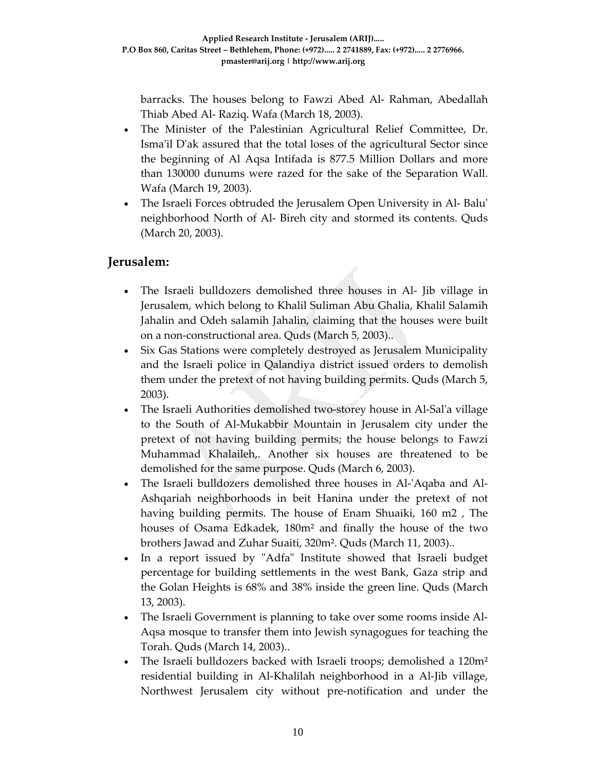barracks. The houses belong to Fawzi Abed Al- Rahman, Abedallah Thiab Abed Al- Raziq. Wafa (March 18, 2003).

- The Minister of the Palestinian Agricultural Relief Committee, Dr. Isma'il D'ak assured that the total loses of the agricultural Sector since the beginning of Al Aqsa Intifada is 877.5 Million Dollars and more than 130000 dunums were razed for the sake of the Separation Wall. Wafa (March 19, 2003).
- The Israeli Forces obtruded the Jerusalem Open University in Al- Balu' neighborhood North of Al- Bireh city and stormed its contents. Quds (March 20, 2003).

## Jerusalem:

- The Israeli bulldozers demolished three houses in Al- Jib village in Jerusalem, which belong to Khalil Suliman Abu Ghalia, Khalil Salamih Jahalin and Odeh salamih Jahalin, claiming that the houses were built on a non-constructional area. Quds (March 5, 2003)..
- Six Gas Stations were completely destroyed as Jerusalem Municipality and the Israeli police in Qalandiya district issued orders to demolish them under the pretext of not having building permits. Quds (March 5, 2003).
- The Israeli Authorities demolished two-storey house in Al-Sal'a village to the South of Al-Mukabbir Mountain in Jerusalem city under the pretext of not having building permits; the house belongs to Fawzi Muhammad Khalaileh,. Another six houses are threatened to be demolished for the same purpose. Quds (March 6, 2003).
- The Israeli bulldozers demolished three houses in Al-'Aqaba and Al-Ashqariah neighborhoods in beit Hanina under the pretext of not having building permits. The house of Enam Shuaiki, 160 m2 , The houses of Osama Edkadek, 180m² and finally the house of the two brothers Jawad and Zuhar Suaiti, 320m². Quds (March 11, 2003)..
- In a report issued by "Adfa" Institute showed that Israeli budget percentage for building settlements in the west Bank, Gaza strip and the Golan Heights is 68% and 38% inside the green line. Quds (March 13, 2003).
- The Israeli Government is planning to take over some rooms inside Al-Aqsa mosque to transfer them into Jewish synagogues for teaching the Torah. Quds (March 14, 2003)..
- The Israeli bulldozers backed with Israeli troops; demolished a 120m² residential building in Al-Khalilah neighborhood in a Al-Jib village, Northwest Jerusalem city without pre-notification and under the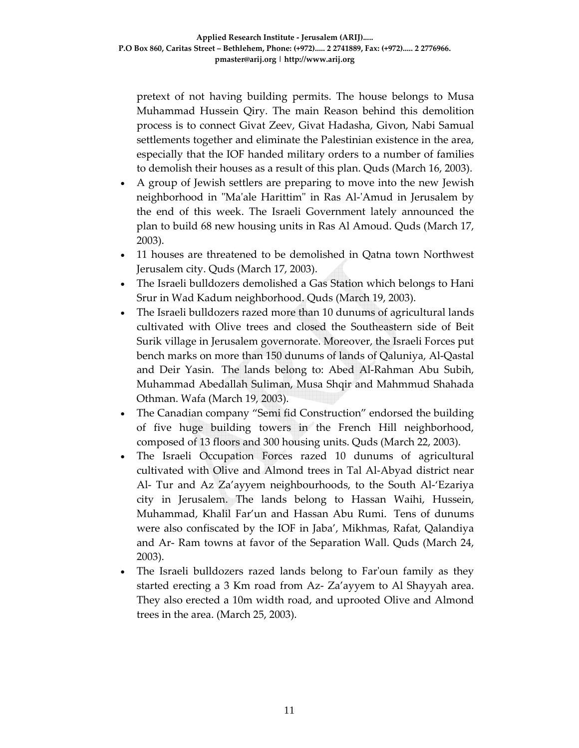pretext of not having building permits. The house belongs to Musa Muhammad Hussein Qiry. The main Reason behind this demolition process is to connect Givat Zeev, Givat Hadasha, Givon, Nabi Samual settlements together and eliminate the Palestinian existence in the area, especially that the IOF handed military orders to a number of families to demolish their houses as a result of this plan. Quds (March 16, 2003).

- A group of Jewish settlers are preparing to move into the new Jewish neighborhood in "Ma'ale Harittim" in Ras Al-'Amud in Jerusalem by the end of this week. The Israeli Government lately announced the plan to build 68 new housing units in Ras Al Amoud. Quds (March 17, 2003).
- 11 houses are threatened to be demolished in Qatna town Northwest Jerusalem city. Quds (March 17, 2003).
- The Israeli bulldozers demolished a Gas Station which belongs to Hani Srur in Wad Kadum neighborhood. Quds (March 19, 2003).
- The Israeli bulldozers razed more than 10 dunums of agricultural lands cultivated with Olive trees and closed the Southeastern side of Beit Surik village in Jerusalem governorate. Moreover, the Israeli Forces put bench marks on more than 150 dunums of lands of Qaluniya, Al-Qastal and Deir Yasin. The lands belong to: Abed Al-Rahman Abu Subih, Muhammad Abedallah Suliman, Musa Shqir and Mahmmud Shahada Othman. Wafa (March 19, 2003).
- The Canadian company "Semi fid Construction" endorsed the building of five huge building towers in the French Hill neighborhood, composed of 13 floors and 300 housing units. Quds (March 22, 2003).
- The Israeli Occupation Forces razed 10 dunums of agricultural cultivated with Olive and Almond trees in Tal Al-Abyad district near Al- Tur and Az Za'ayyem neighbourhoods, to the South Al-'Ezariya city in Jerusalem. The lands belong to Hassan Waihi, Hussein, Muhammad, Khalil Far'un and Hassan Abu Rumi. Tens of dunums were also confiscated by the IOF in Jaba', Mikhmas, Rafat, Qalandiya and Ar- Ram towns at favor of the Separation Wall. Quds (March 24, 2003).
- The Israeli bulldozers razed lands belong to Far'oun family as they started erecting a 3 Km road from Az- Za'ayyem to Al Shayyah area. They also erected a 10m width road, and uprooted Olive and Almond trees in the area. (March 25, 2003).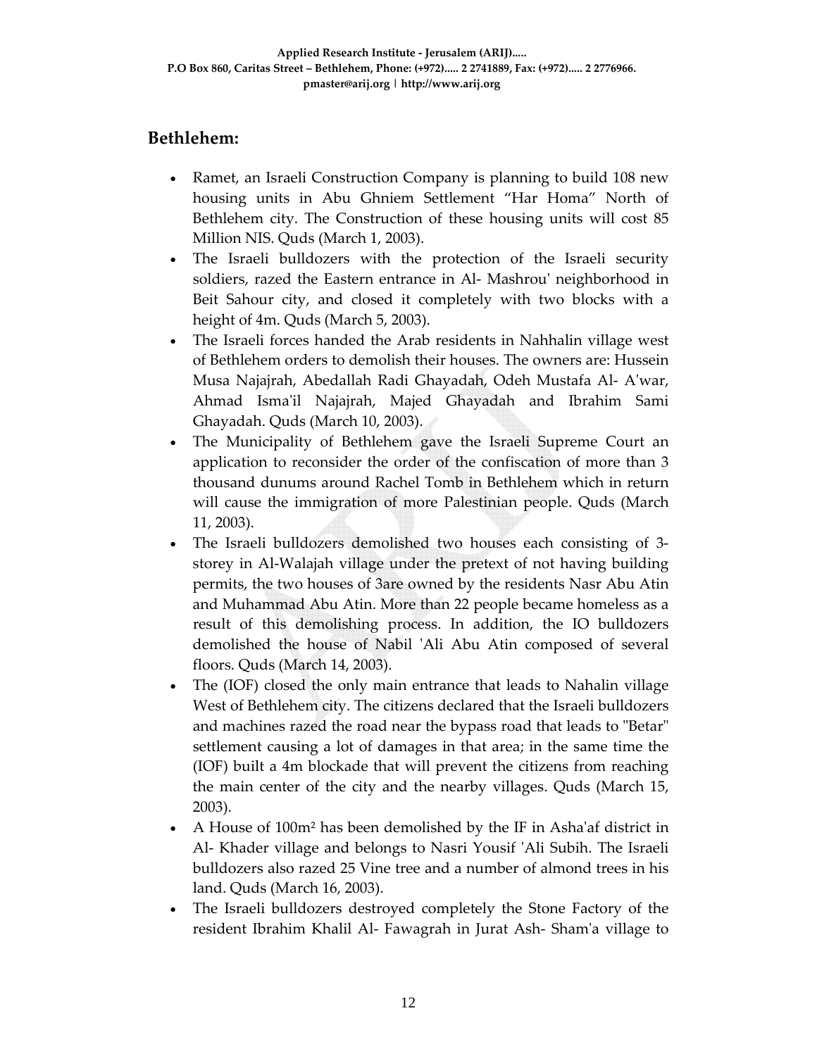## Bethlehem:

- Ramet, an Israeli Construction Company is planning to build 108 new housing units in Abu Ghniem Settlement "Har Homa" North of Bethlehem city. The Construction of these housing units will cost 85 Million NIS. Quds (March 1, 2003).
- The Israeli bulldozers with the protection of the Israeli security soldiers, razed the Eastern entrance in Al- Mashrou' neighborhood in Beit Sahour city, and closed it completely with two blocks with a height of 4m. Quds (March 5, 2003).
- The Israeli forces handed the Arab residents in Nahhalin village west of Bethlehem orders to demolish their houses. The owners are: Hussein Musa Najajrah, Abedallah Radi Ghayadah, Odeh Mustafa Al- A'war, Ahmad Isma'il Najajrah, Majed Ghayadah and Ibrahim Sami Ghayadah. Quds (March 10, 2003).
- The Municipality of Bethlehem gave the Israeli Supreme Court an application to reconsider the order of the confiscation of more than 3 thousand dunums around Rachel Tomb in Bethlehem which in return will cause the immigration of more Palestinian people. Quds (March 11, 2003).
- The Israeli bulldozers demolished two houses each consisting of 3-storey in Al-Walajah village under the pretext of not having building permits, the two houses of 3are owned by the residents Nasr Abu Atin and Muhammad Abu Atin. More than 22 people became homeless as a result of this demolishing process. In addition, the IO bulldozers demolished the house of Nabil 'Ali Abu Atin composed of several floors. Quds (March 14, 2003).
- The (IOF) closed the only main entrance that leads to Nahalin village West of Bethlehem city. The citizens declared that the Israeli bulldozers and machines razed the road near the bypass road that leads to "Betar" settlement causing a lot of damages in that area; in the same time the (IOF) built a 4m blockade that will prevent the citizens from reaching the main center of the city and the nearby villages. Quds (March 15, 2003).
- A House of 100m² has been demolished by the IF in Asha'af district in Al- Khader village and belongs to Nasri Yousif 'Ali Subih. The Israeli bulldozers also razed 25 Vine tree and a number of almond trees in his land. Quds (March 16, 2003).
- The Israeli bulldozers destroyed completely the Stone Factory of the resident Ibrahim Khalil Al- Fawagrah in Jurat Ash- Sham'a village to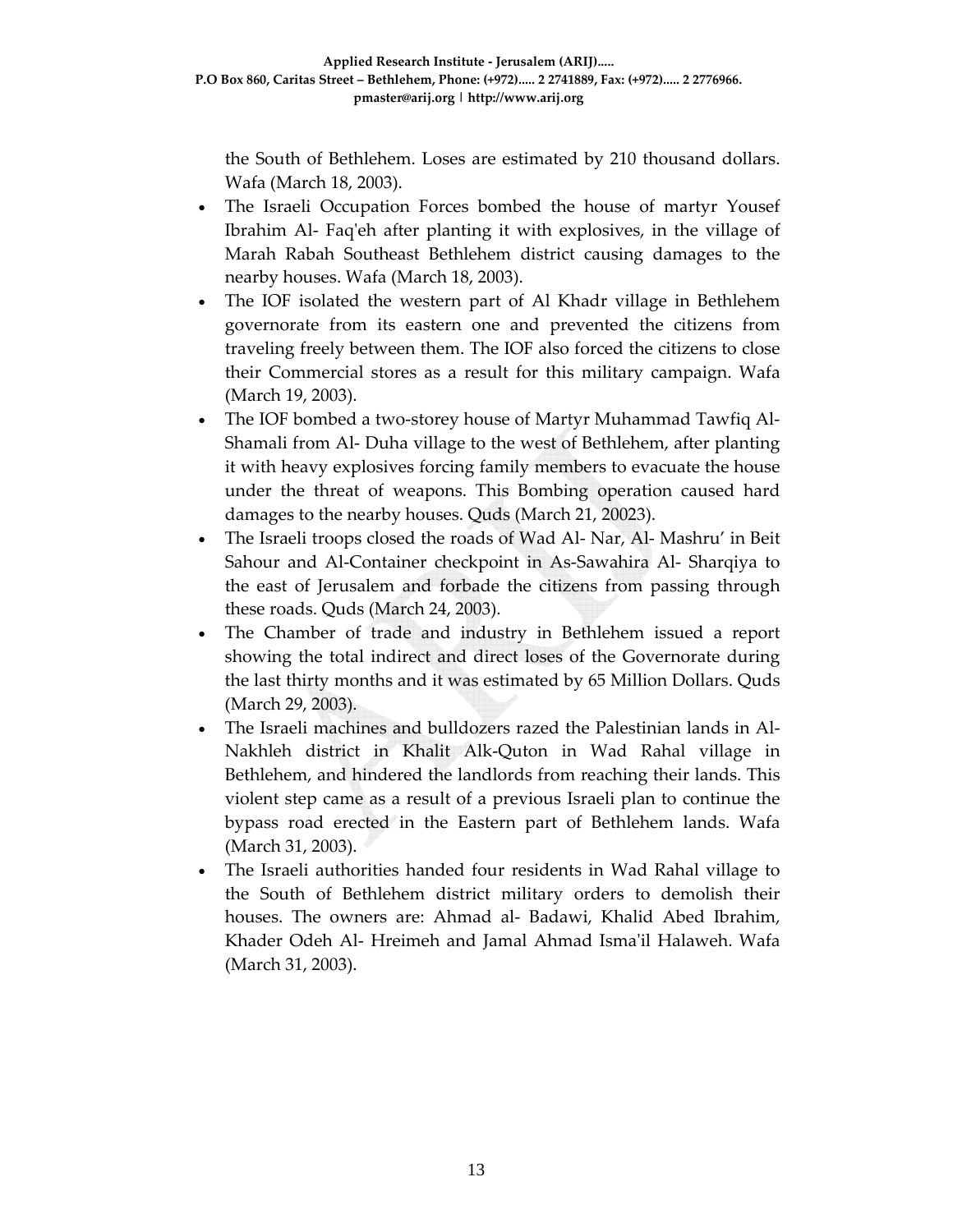the South of Bethlehem. Loses are estimated by 210 thousand dollars. Wafa (March 18, 2003).

- The Israeli Occupation Forces bombed the house of martyr Yousef Ibrahim Al- Faq'eh after planting it with explosives, in the village of Marah Rabah Southeast Bethlehem district causing damages to the nearby houses. Wafa (March 18, 2003).
- The IOF isolated the western part of Al Khadr village in Bethlehem governorate from its eastern one and prevented the citizens from traveling freely between them. The IOF also forced the citizens to close their Commercial stores as a result for this military campaign. Wafa (March 19, 2003).
- The IOF bombed a two-storey house of Martyr Muhammad Tawfiq Al-Shamali from Al- Duha village to the west of Bethlehem, after planting it with heavy explosives forcing family members to evacuate the house under the threat of weapons. This Bombing operation caused hard damages to the nearby houses. Quds (March 21, 20023).
- The Israeli troops closed the roads of Wad Al- Nar, Al- Mashru' in Beit Sahour and Al-Container checkpoint in As-Sawahira Al- Sharqiya to the east of Jerusalem and forbade the citizens from passing through these roads. Quds (March 24, 2003).
- The Chamber of trade and industry in Bethlehem issued a report showing the total indirect and direct loses of the Governorate during the last thirty months and it was estimated by 65 Million Dollars. Quds (March 29, 2003).
- The Israeli machines and bulldozers razed the Palestinian lands in Al-Nakhleh district in Khalit Alk-Quton in Wad Rahal village in Bethlehem, and hindered the landlords from reaching their lands. This violent step came as a result of a previous Israeli plan to continue the bypass road erected in the Eastern part of Bethlehem lands. Wafa (March 31, 2003).
- The Israeli authorities handed four residents in Wad Rahal village to the South of Bethlehem district military orders to demolish their houses. The owners are: Ahmad al- Badawi, Khalid Abed Ibrahim, Khader Odeh Al- Hreimeh and Jamal Ahmad Isma'il Halaweh. Wafa (March 31, 2003).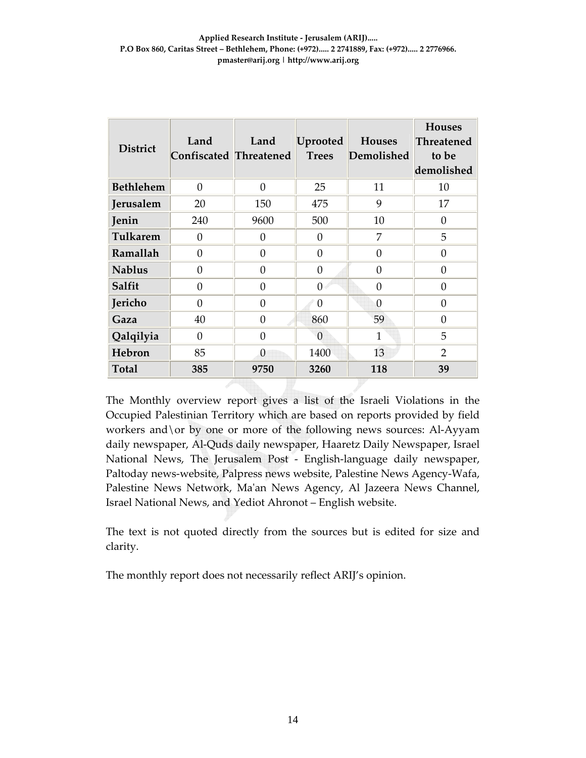| District | Land Confiscated | Land Threatened | Uprooted Trees | Houses Demolished | Houses Threatened to be demolished |
|---|---|---|---|---|---|
| **Bethlehem** | 0 | 0 | 25 | 11 | 10 |
| **Jerusalem** | 20 | 150 | 475 | 9 | 17 |
| **Jenin** | 240 | 9600 | 500 | 10 | 0 |
| **Tulkarem** | 0 | 0 | 0 | 7 | 5 |
| **Ramallah** | 0 | 0 | 0 | 0 | 0 |
| **Nablus** | 0 | 0 | 0 | 0 | 0 |
| **Salfit** | 0 | 0 | 0 | 0 | 0 |
| **Jericho** | 0 | 0 | 0 | 0 | 0 |
| **Gaza** | 40 | 0 | 860 | 59 | 0 |
| **Qalqilyia** | 0 | 0 | 0 | 1 | 5 |
| **Hebron** | 85 | 0 | 1400 | 13 | 2 |
| **Total** | **385** | **9750** | **3260** | **118** | **39** |

The Monthly overview report gives a list of the Israeli Violations in the Occupied Palestinian Territory which are based on reports provided by field workers and\or by one or more of the following news sources: Al-Ayyam daily newspaper, Al-Quds daily newspaper, Haaretz Daily Newspaper, Israel National News, The Jerusalem Post - English-language daily newspaper, Paltoday news-website, Palpress news website, Palestine News Agency-Wafa, Palestine News Network, Ma'an News Agency, Al Jazeera News Channel, Israel National News, and Yediot Ahronot – English website.

The text is not quoted directly from the sources but is edited for size and clarity.

The monthly report does not necessarily reflect ARIJ's opinion.